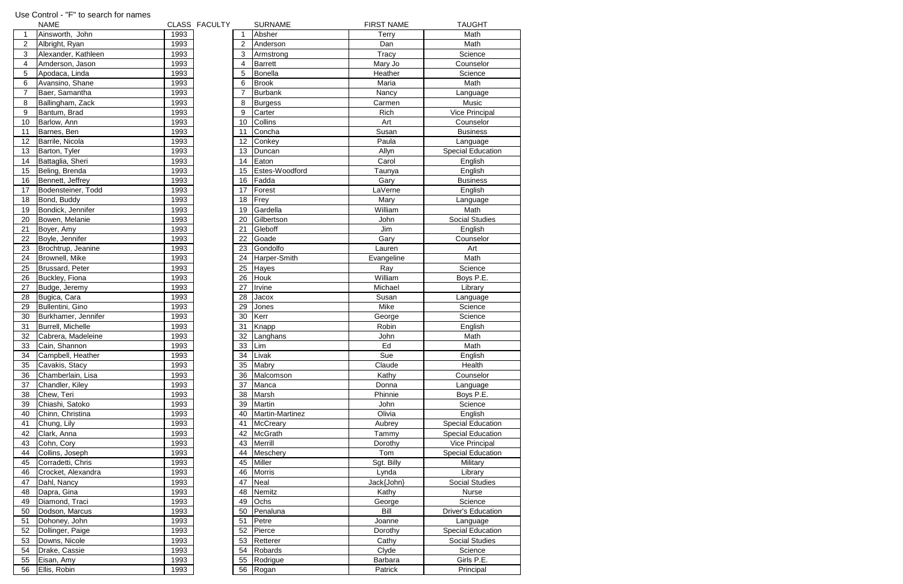Use Control - "F" to search for names

| | NAME | CLASS | FACULTY | | SURNAME | FIRST NAME | TAUGHT |
|---|---|---|---|---|---|---|---|
| 1 | Ainsworth, John | 1993 | | 1 | Absher | Terry | Math |
| 2 | Albright, Ryan | 1993 | | 2 | Anderson | Dan | Math |
| 3 | Alexander, Kathleen | 1993 | | 3 | Armstrong | Tracy | Science |
| 4 | Amderson, Jason | 1993 | | 4 | Barrett | Mary Jo | Counselor |
| 5 | Apodaca, Linda | 1993 | | 5 | Bonella | Heather | Science |
| 6 | Avansino, Shane | 1993 | | 6 | Brook | Maria | Math |
| 7 | Baer, Samantha | 1993 | | 7 | Burbank | Nancy | Language |
| 8 | Ballingham, Zack | 1993 | | 8 | Burgess | Carmen | Music |
| 9 | Bantum, Brad | 1993 | | 9 | Carter | Rich | Vice Principal |
| 10 | Barlow, Ann | 1993 | | 10 | Collins | Art | Counselor |
| 11 | Barnes, Ben | 1993 | | 11 | Concha | Susan | Business |
| 12 | Barrile, Nicola | 1993 | | 12 | Conkey | Paula | Language |
| 13 | Barton, Tyler | 1993 | | 13 | Duncan | Allyn | Special Education |
| 14 | Battaglia, Sheri | 1993 | | 14 | Eaton | Carol | English |
| 15 | Beling, Brenda | 1993 | | 15 | Estes-Woodford | Taunya | English |
| 16 | Bennett, Jeffrey | 1993 | | 16 | Fadda | Gary | Business |
| 17 | Bodensteiner, Todd | 1993 | | 17 | Forest | LaVerne | English |
| 18 | Bond, Buddy | 1993 | | 18 | Frey | Mary | Language |
| 19 | Bondick, Jennifer | 1993 | | 19 | Gardella | William | Math |
| 20 | Bowen, Melanie | 1993 | | 20 | Gilbertson | John | Social Studies |
| 21 | Boyer, Amy | 1993 | | 21 | Gleboff | Jim | English |
| 22 | Boyle, Jennifer | 1993 | | 22 | Goade | Gary | Counselor |
| 23 | Brochtrup, Jeanine | 1993 | | 23 | Gondolfo | Lauren | Art |
| 24 | Brownell, Mike | 1993 | | 24 | Harper-Smith | Evangeline | Math |
| 25 | Brussard, Peter | 1993 | | 25 | Hayes | Ray | Science |
| 26 | Buckley, Fiona | 1993 | | 26 | Houk | William | Boys P.E. |
| 27 | Budge, Jeremy | 1993 | | 27 | Irvine | Michael | Library |
| 28 | Bugica, Cara | 1993 | | 28 | Jacox | Susan | Language |
| 29 | Bullentini, Gino | 1993 | | 29 | Jones | Mike | Science |
| 30 | Burkhamer, Jennifer | 1993 | | 30 | Kerr | George | Science |
| 31 | Burrell, Michelle | 1993 | | 31 | Knapp | Robin | English |
| 32 | Cabrera, Madeleine | 1993 | | 32 | Langhans | John | Math |
| 33 | Cain, Shannon | 1993 | | 33 | Lim | Ed | Math |
| 34 | Campbell, Heather | 1993 | | 34 | Livak | Sue | English |
| 35 | Cavakis, Stacy | 1993 | | 35 | Mabry | Claude | Health |
| 36 | Chamberlain, Lisa | 1993 | | 36 | Malcomson | Kathy | Counselor |
| 37 | Chandler, Kiley | 1993 | | 37 | Manca | Donna | Language |
| 38 | Chew, Teri | 1993 | | 38 | Marsh | Phinnie | Boys P.E. |
| 39 | Chiashi, Satoko | 1993 | | 39 | Martin | John | Science |
| 40 | Chinn, Christina | 1993 | | 40 | Martin-Martinez | Olivia | English |
| 41 | Chung, Lily | 1993 | | 41 | McCreary | Aubrey | Special Education |
| 42 | Clark, Anna | 1993 | | 42 | McGrath | Tammy | Special Education |
| 43 | Cohn, Cory | 1993 | | 43 | Merrill | Dorothy | Vice Principal |
| 44 | Collins, Joseph | 1993 | | 44 | Meschery | Tom | Special Education |
| 45 | Corradetti, Chris | 1993 | | 45 | Miller | Sgt. Billy | Military |
| 46 | Crocket, Alexandra | 1993 | | 46 | Morris | Lynda | Library |
| 47 | Dahl, Nancy | 1993 | | 47 | Neal | Jack{John} | Social Studies |
| 48 | Dapra, Gina | 1993 | | 48 | Nemitz | Kathy | Nurse |
| 49 | Diamond, Traci | 1993 | | 49 | Ochs | George | Science |
| 50 | Dodson, Marcus | 1993 | | 50 | Penaluna | Bill | Driver's Education |
| 51 | Dohoney, John | 1993 | | 51 | Petre | Joanne | Language |
| 52 | Dollinger, Paige | 1993 | | 52 | Pierce | Dorothy | Special Education |
| 53 | Downs, Nicole | 1993 | | 53 | Retterer | Cathy | Social Studies |
| 54 | Drake, Cassie | 1993 | | 54 | Robards | Clyde | Science |
| 55 | Eisan, Amy | 1993 | | 55 | Rodrigue | Barbara | Girls P.E. |
| 56 | Ellis, Robin | 1993 | | 56 | Rogan | Patrick | Principal |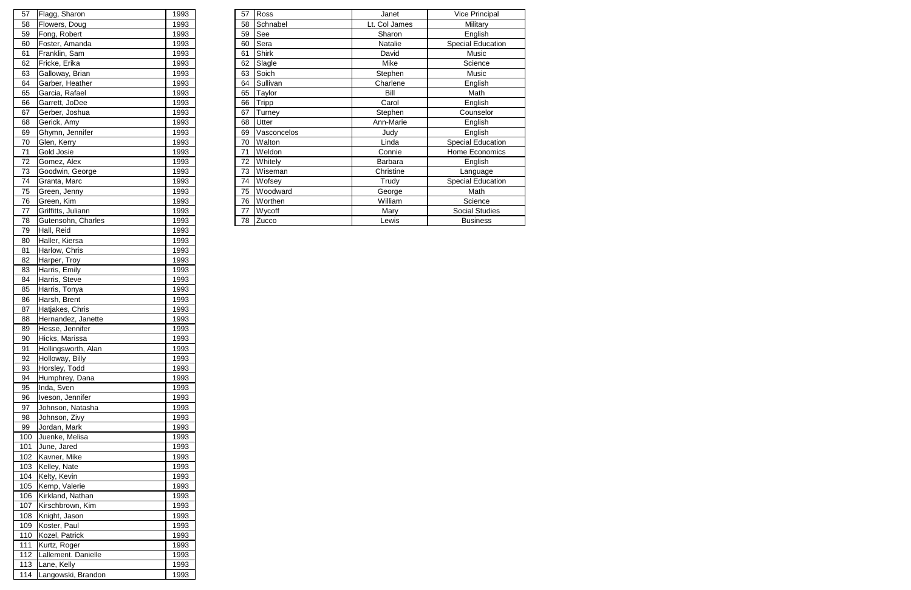| | | |
|---|---|---|
| 57 | Flagg, Sharon | 1993 |
| 58 | Flowers, Doug | 1993 |
| 59 | Fong, Robert | 1993 |
| 60 | Foster, Amanda | 1993 |
| 61 | Franklin, Sam | 1993 |
| 62 | Fricke, Erika | 1993 |
| 63 | Galloway, Brian | 1993 |
| 64 | Garber, Heather | 1993 |
| 65 | Garcia, Rafael | 1993 |
| 66 | Garrett, JoDee | 1993 |
| 67 | Gerber, Joshua | 1993 |
| 68 | Gerick, Amy | 1993 |
| 69 | Ghymn, Jennifer | 1993 |
| 70 | Glen, Kerry | 1993 |
| 71 | Gold Josie | 1993 |
| 72 | Gomez, Alex | 1993 |
| 73 | Goodwin, George | 1993 |
| 74 | Granta, Marc | 1993 |
| 75 | Green, Jenny | 1993 |
| 76 | Green, Kim | 1993 |
| 77 | Griffitts, Juliann | 1993 |
| 78 | Gutensohn, Charles | 1993 |
| 79 | Hall, Reid | 1993 |
| 80 | Haller, Kiersa | 1993 |
| 81 | Harlow, Chris | 1993 |
| 82 | Harper, Troy | 1993 |
| 83 | Harris, Emily | 1993 |
| 84 | Harris, Steve | 1993 |
| 85 | Harris, Tonya | 1993 |
| 86 | Harsh, Brent | 1993 |
| 87 | Hatjakes, Chris | 1993 |
| 88 | Hernandez, Janette | 1993 |
| 89 | Hesse, Jennifer | 1993 |
| 90 | Hicks, Marissa | 1993 |
| 91 | Hollingsworth, Alan | 1993 |
| 92 | Holloway, Billy | 1993 |
| 93 | Horsley, Todd | 1993 |
| 94 | Humphrey, Dana | 1993 |
| 95 | Inda, Sven | 1993 |
| 96 | Iveson, Jennifer | 1993 |
| 97 | Johnson, Natasha | 1993 |
| 98 | Johnson, Zivy | 1993 |
| 99 | Jordan, Mark | 1993 |
| 100 | Juenke, Melisa | 1993 |
| 101 | June, Jared | 1993 |
| 102 | Kavner, Mike | 1993 |
| 103 | Kelley, Nate | 1993 |
| 104 | Kelty, Kevin | 1993 |
| 105 | Kemp, Valerie | 1993 |
| 106 | Kirkland, Nathan | 1993 |
| 107 | Kirschbrown, Kim | 1993 |
| 108 | Knight, Jason | 1993 |
| 109 | Koster, Paul | 1993 |
| 110 | Kozel, Patrick | 1993 |
| 111 | Kurtz, Roger | 1993 |
| 112 | Lallement. Danielle | 1993 |
| 113 | Lane, Kelly | 1993 |
| 114 | Langowski, Brandon | 1993 |

| | | | |
|---|---|---|---|
| 57 | Ross | Janet | Vice Principal |
| 58 | Schnabel | Lt. Col James | Military |
| 59 | See | Sharon | English |
| 60 | Sera | Natalie | Special Education |
| 61 | Shirk | David | Music |
| 62 | Slagle | Mike | Science |
| 63 | Soich | Stephen | Music |
| 64 | Sullivan | Charlene | English |
| 65 | Taylor | Bill | Math |
| 66 | Tripp | Carol | English |
| 67 | Turney | Stephen | Counselor |
| 68 | Utter | Ann-Marie | English |
| 69 | Vasconcelos | Judy | English |
| 70 | Walton | Linda | Special Education |
| 71 | Weldon | Connie | Home Economics |
| 72 | Whitely | Barbara | English |
| 73 | Wiseman | Christine | Language |
| 74 | Wofsey | Trudy | Special Education |
| 75 | Woodward | George | Math |
| 76 | Worthen | William | Science |
| 77 | Wycoff | Mary | Social Studies |
| 78 | Zucco | Lewis | Business |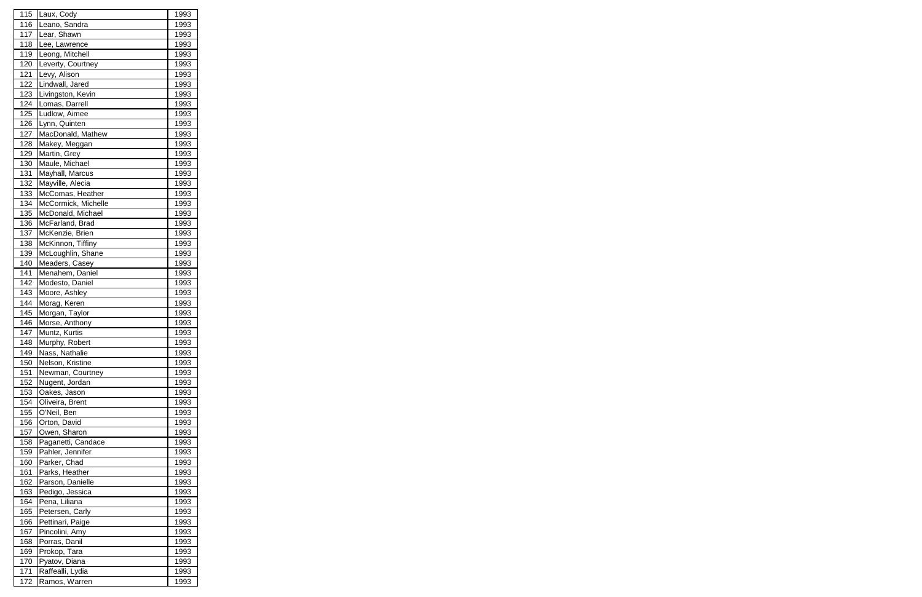| | | |
|---|---|---|
| 115 | Laux, Cody | 1993 |
| 116 | Leano, Sandra | 1993 |
| 117 | Lear, Shawn | 1993 |
| 118 | Lee, Lawrence | 1993 |
| 119 | Leong, Mitchell | 1993 |
| 120 | Leverty, Courtney | 1993 |
| 121 | Levy, Alison | 1993 |
| 122 | Lindwall, Jared | 1993 |
| 123 | Livingston, Kevin | 1993 |
| 124 | Lomas, Darrell | 1993 |
| 125 | Ludlow, Aimee | 1993 |
| 126 | Lynn, Quinten | 1993 |
| 127 | MacDonald, Mathew | 1993 |
| 128 | Makey, Meggan | 1993 |
| 129 | Martin, Grey | 1993 |
| 130 | Maule, Michael | 1993 |
| 131 | Mayhall, Marcus | 1993 |
| 132 | Mayville, Alecia | 1993 |
| 133 | McComas, Heather | 1993 |
| 134 | McCormick, Michelle | 1993 |
| 135 | McDonald, Michael | 1993 |
| 136 | McFarland, Brad | 1993 |
| 137 | McKenzie, Brien | 1993 |
| 138 | McKinnon, Tiffiny | 1993 |
| 139 | McLoughlin, Shane | 1993 |
| 140 | Meaders, Casey | 1993 |
| 141 | Menahem, Daniel | 1993 |
| 142 | Modesto, Daniel | 1993 |
| 143 | Moore, Ashley | 1993 |
| 144 | Morag, Keren | 1993 |
| 145 | Morgan, Taylor | 1993 |
| 146 | Morse, Anthony | 1993 |
| 147 | Muntz, Kurtis | 1993 |
| 148 | Murphy, Robert | 1993 |
| 149 | Nass, Nathalie | 1993 |
| 150 | Nelson, Kristine | 1993 |
| 151 | Newman, Courtney | 1993 |
| 152 | Nugent, Jordan | 1993 |
| 153 | Oakes, Jason | 1993 |
| 154 | Oliveira, Brent | 1993 |
| 155 | O'Neil, Ben | 1993 |
| 156 | Orton, David | 1993 |
| 157 | Owen, Sharon | 1993 |
| 158 | Paganetti, Candace | 1993 |
| 159 | Pahler, Jennifer | 1993 |
| 160 | Parker, Chad | 1993 |
| 161 | Parks, Heather | 1993 |
| 162 | Parson, Danielle | 1993 |
| 163 | Pedigo, Jessica | 1993 |
| 164 | Pena, Liliana | 1993 |
| 165 | Petersen, Carly | 1993 |
| 166 | Pettinari, Paige | 1993 |
| 167 | Pincolini, Amy | 1993 |
| 168 | Porras, Danil | 1993 |
| 169 | Prokop, Tara | 1993 |
| 170 | Pyatov, Diana | 1993 |
| 171 | Raffealli, Lydia | 1993 |
| 172 | Ramos, Warren | 1993 |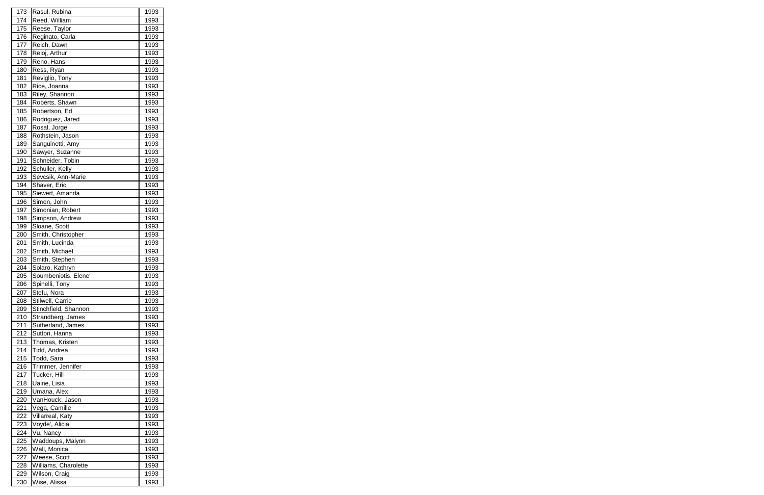| | | |
|---|---|---|
| 173 | Rasul, Rubina | 1993 |
| 174 | Reed, William | 1993 |
| 175 | Reese, Taylor | 1993 |
| 176 | Reginato, Carla | 1993 |
| 177 | Reich, Dawn | 1993 |
| 178 | Reloj, Arthur | 1993 |
| 179 | Reno, Hans | 1993 |
| 180 | Ress, Ryan | 1993 |
| 181 | Reviglio, Tony | 1993 |
| 182 | Rice, Joanna | 1993 |
| 183 | Riley, Shannon | 1993 |
| 184 | Roberts, Shawn | 1993 |
| 185 | Robertson, Ed | 1993 |
| 186 | Rodriguez, Jared | 1993 |
| 187 | Rosal, Jorge | 1993 |
| 188 | Rothstein, Jason | 1993 |
| 189 | Sanguinetti, Amy | 1993 |
| 190 | Sawyer, Suzanne | 1993 |
| 191 | Schneider, Tobin | 1993 |
| 192 | Schuller, Kelly | 1993 |
| 193 | Sevcsik, Ann-Marie | 1993 |
| 194 | Shaver, Eric | 1993 |
| 195 | Siewert, Amanda | 1993 |
| 196 | Simon, John | 1993 |
| 197 | Simonian, Robert | 1993 |
| 198 | Simpson, Andrew | 1993 |
| 199 | Sloane, Scott | 1993 |
| 200 | Smith, Christopher | 1993 |
| 201 | Smith, Lucinda | 1993 |
| 202 | Smith, Michael | 1993 |
| 203 | Smith, Stephen | 1993 |
| 204 | Solaro, Kathryn | 1993 |
| 205 | Soumbeniotis, Elene' | 1993 |
| 206 | Spinelli, Tony | 1993 |
| 207 | Stefu, Nora | 1993 |
| 208 | Stilwell, Carrie | 1993 |
| 209 | Stinchfield, Shannon | 1993 |
| 210 | Strandberg, James | 1993 |
| 211 | Sutherland, James | 1993 |
| 212 | Sutton, Hanna | 1993 |
| 213 | Thomas, Kristen | 1993 |
| 214 | Tidd, Andrea | 1993 |
| 215 | Todd, Sara | 1993 |
| 216 | Trimmer, Jennifer | 1993 |
| 217 | Tucker, Hill | 1993 |
| 218 | Uaine, Lisia | 1993 |
| 219 | Umana, Alex | 1993 |
| 220 | VanHouck, Jason | 1993 |
| 221 | Vega, Camille | 1993 |
| 222 | Villarreal, Katy | 1993 |
| 223 | Voyde', Alicia | 1993 |
| 224 | Vu, Nancy | 1993 |
| 225 | Waddoups, Malynn | 1993 |
| 226 | Wall, Monica | 1993 |
| 227 | Weese, Scott | 1993 |
| 228 | Williams, Charolette | 1993 |
| 229 | Wilson, Craig | 1993 |
| 230 | Wise, Alissa | 1993 |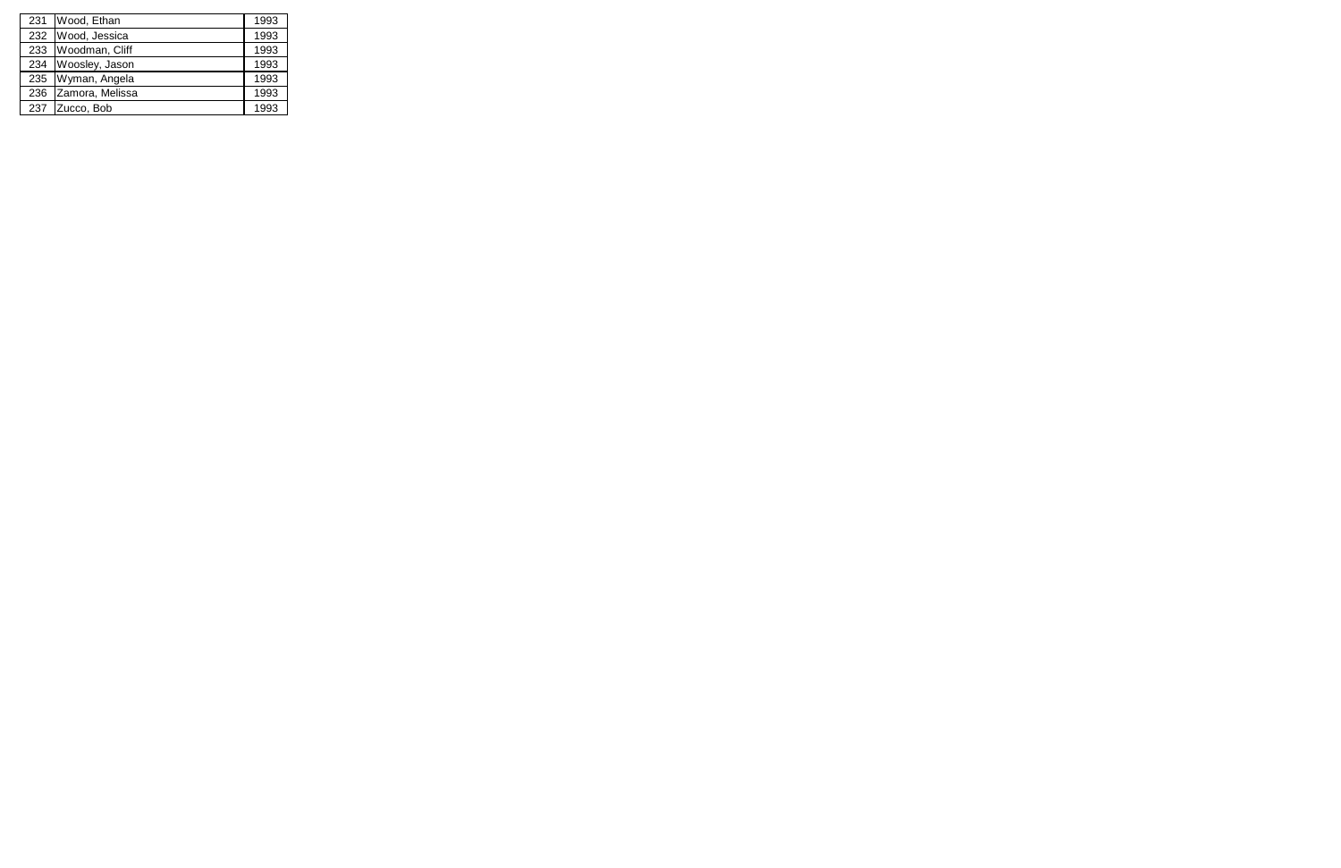| | | |
|---|---|---|
| 231 | Wood, Ethan | 1993 |
| 232 | Wood, Jessica | 1993 |
| 233 | Woodman, Cliff | 1993 |
| 234 | Woosley, Jason | 1993 |
| 235 | Wyman, Angela | 1993 |
| 236 | Zamora, Melissa | 1993 |
| 237 | Zucco, Bob | 1993 |